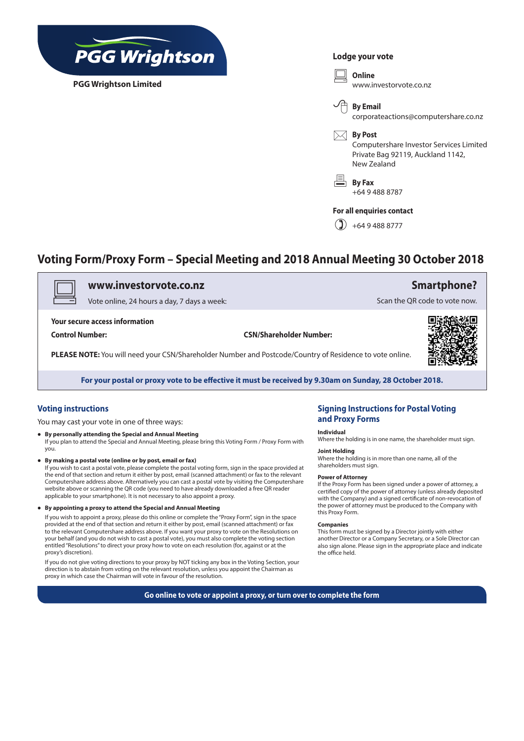**PGG Wrightson**

**PGG Wrightson Limited**

**Lodge your vote**

**Online**
www.investorvote.co.nz

**By Email**
corporateactions@computershare.co.nz

**By Post**
Computershare Investor Services Limited
Private Bag 92119, Auckland 1142,
New Zealand

**By Fax**
+64 9 488 8787

**For all enquiries contact**
+64 9 488 8777

# Voting Form/Proxy Form – Special Meeting and 2018 Annual Meeting 30 October 2018

**www.investorvote.co.nz**
Vote online, 24 hours a day, 7 days a week:

**Smartphone?**
Scan the QR code to vote now.

**Your secure access information**

**Control Number:**

**CSN/Shareholder Number:**

**PLEASE NOTE:** You will need your CSN/Shareholder Number and Postcode/Country of Residence to vote online.

**For your postal or proxy vote to be effective it must be received by 9.30am on Sunday, 28 October 2018.**

## Voting instructions

You may cast your vote in one of three ways:

- **By personally attending the Special and Annual Meeting**
  If you plan to attend the Special and Annual Meeting, please bring this Voting Form / Proxy Form with you.
- **By making a postal vote (online or by post, email or fax)**
  If you wish to cast a postal vote, please complete the postal voting form, sign in the space provided at the end of that section and return it either by post, email (scanned attachment) or fax to the relevant Computershare address above. Alternatively you can cast a postal vote by visiting the Computershare website above or scanning the QR code (you need to have already downloaded a free QR reader applicable to your smartphone). It is not necessary to also appoint a proxy.
- **By appointing a proxy to attend the Special and Annual Meeting**
  If you wish to appoint a proxy, please do this online or complete the "Proxy Form", sign in the space provided at the end of that section and return it either by post, email (scanned attachment) or fax to the relevant Computershare address above. If you want your proxy to vote on the Resolutions on your behalf (and you do not wish to cast a postal vote), you must also complete the voting section entitled "Resolutions" to direct your proxy how to vote on each resolution (for, against or at the proxy's discretion).

  If you do not give voting directions to your proxy by NOT ticking any box in the Voting Section, your direction is to abstain from voting on the relevant resolution, unless you appoint the Chairman as proxy in which case the Chairman will vote in favour of the resolution.

## Signing Instructions for Postal Voting and Proxy Forms

**Individual**
Where the holding is in one name, the shareholder must sign.

**Joint Holding**
Where the holding is in more than one name, all of the shareholders must sign.

**Power of Attorney**
If the Proxy Form has been signed under a power of attorney, a certified copy of the power of attorney (unless already deposited with the Company) and a signed certificate of non-revocation of the power of attorney must be produced to the Company with this Proxy Form.

**Companies**
This form must be signed by a Director jointly with either another Director or a Company Secretary, or a Sole Director can also sign alone. Please sign in the appropriate place and indicate the office held.

**Go online to vote or appoint a proxy, or turn over to complete the form**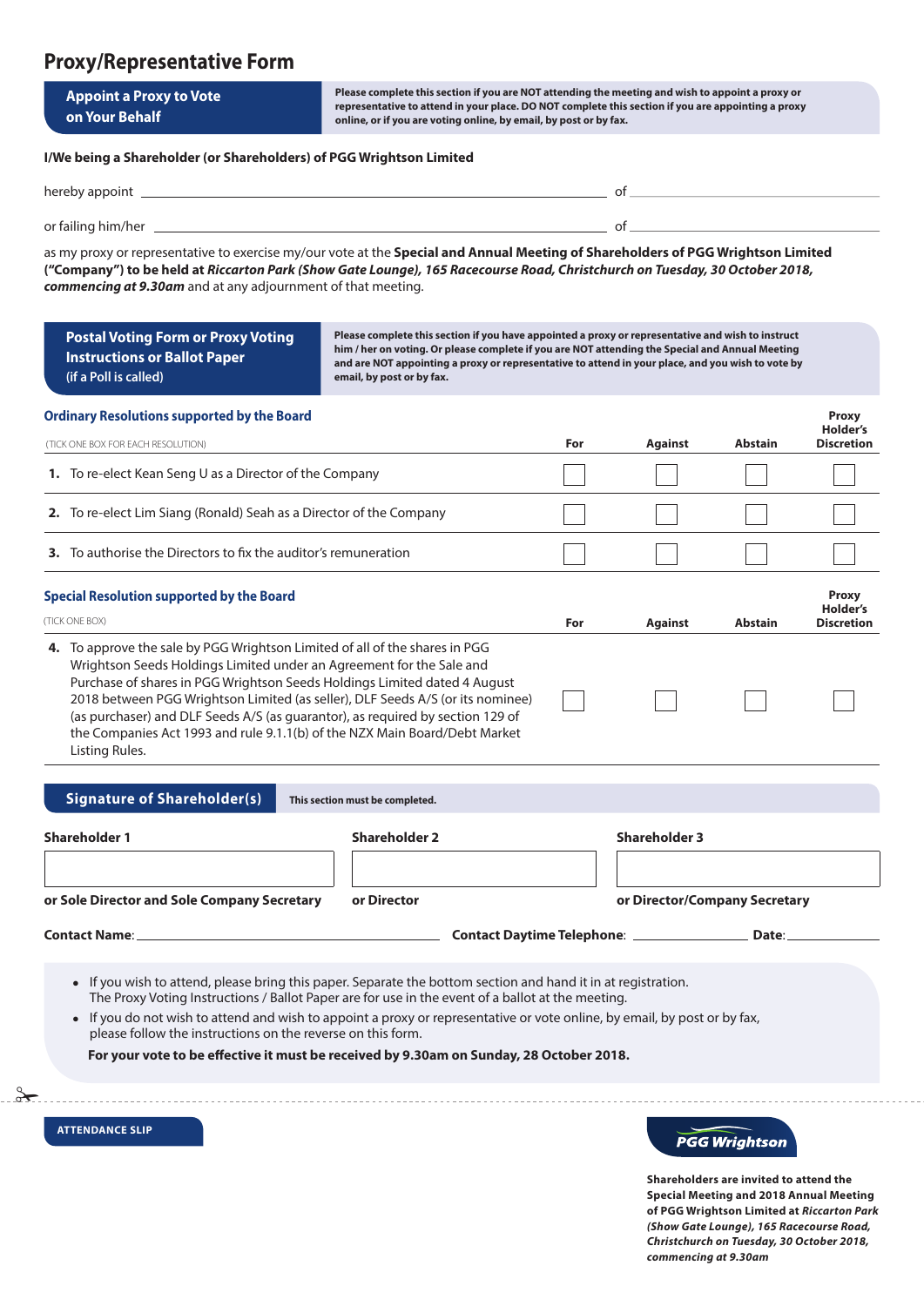# Proxy/Representative Form

## Appoint a Proxy to Vote on Your Behalf

**Please complete this section if you are NOT attending the meeting and wish to appoint a proxy or representative to attend in your place. DO NOT complete this section if you are appointing a proxy online, or if you are voting online, by email, by post or by fax.**

**I/We being a Shareholder (or Shareholders) of PGG Wrightson Limited**

hereby appoint ______________________________ of ______________________________

or failing him/her ______________________________ of ______________________________

as my proxy or representative to exercise my/our vote at the **Special and Annual Meeting of Shareholders of PGG Wrightson Limited ("Company") to be held at *Riccarton Park (Show Gate Lounge), 165 Racecourse Road, Christchurch on Tuesday, 30 October 2018, commencing at 9.30am*** and at any adjournment of that meeting.

## Postal Voting Form or Proxy Voting Instructions or Ballot Paper (if a Poll is called)

**Please complete this section if you have appointed a proxy or representative and wish to instruct him / her on voting. Or please complete if you are NOT attending the Special and Annual Meeting and are NOT appointing a proxy or representative to attend in your place, and you wish to vote by email, by post or by fax.**

### Ordinary Resolutions supported by the Board

(TICK ONE BOX FOR EACH RESOLUTION)

| | For | Against | Abstain | Proxy Holder's Discretion |
|---|---|---|---|---|
| **1.** To re-elect Kean Seng U as a Director of the Company | ☐ | ☐ | ☐ | ☐ |
| **2.** To re-elect Lim Siang (Ronald) Seah as a Director of the Company | ☐ | ☐ | ☐ | ☐ |
| **3.** To authorise the Directors to fix the auditor's remuneration | ☐ | ☐ | ☐ | ☐ |

### Special Resolution supported by the Board

(TICK ONE BOX)

| | For | Against | Abstain | Proxy Holder's Discretion |
|---|---|---|---|---|
| **4.** To approve the sale by PGG Wrightson Limited of all of the shares in PGG Wrightson Seeds Holdings Limited under an Agreement for the Sale and Purchase of shares in PGG Wrightson Seeds Holdings Limited dated 4 August 2018 between PGG Wrightson Limited (as seller), DLF Seeds A/S (or its nominee) (as purchaser) and DLF Seeds A/S (as guarantor), as required by section 129 of the Companies Act 1993 and rule 9.1.1(b) of the NZX Main Board/Debt Market Listing Rules. | ☐ | ☐ | ☐ | ☐ |

## Signature of Shareholder(s)

**This section must be completed.**

| Shareholder 1 | Shareholder 2 | Shareholder 3 |
|---|---|---|
| | | |
| **or Sole Director and Sole Company Secretary** | **or Director** | **or Director/Company Secretary** |

**Contact Name**: ______________________________ **Contact Daytime Telephone**: ______________ **Date**: ______________

- If you wish to attend, please bring this paper. Separate the bottom section and hand it in at registration. The Proxy Voting Instructions / Ballot Paper are for use in the event of a ballot at the meeting.
- If you do not wish to attend and wish to appoint a proxy or representative or vote online, by email, by post or by fax, please follow the instructions on the reverse on this form.

**For your vote to be effective it must be received by 9.30am on Sunday, 28 October 2018.**

---

**ATTENDANCE SLIP**

PGG Wrightson

**Shareholders are invited to attend the Special Meeting and 2018 Annual Meeting of PGG Wrightson Limited at *Riccarton Park (Show Gate Lounge), 165 Racecourse Road, Christchurch on Tuesday, 30 October 2018, commencing at 9.30am***